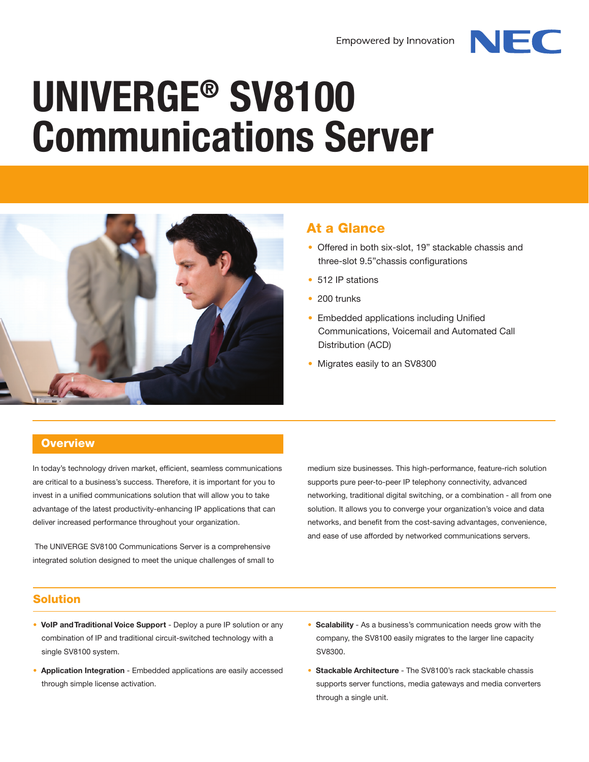Empowered by Innovation NEC

# UNIVERGE® SV8100 Communications Server

## At a Glance

- Offered in both six-slot, 19" stackable chassis and three-slot 9.5"chassis configurations
- 512 IP stations
- 200 trunks
- Embedded applications including Unified Communications, Voicemail and Automated Call Distribution (ACD)
- Migrates easily to an SV8300

## Overview

In today's technology driven market, efficient, seamless communications are critical to a business's success. Therefore, it is important for you to invest in a unified communications solution that will allow you to take advantage of the latest productivity-enhancing IP applications that can deliver increased performance throughout your organization.

The UNIVERGE SV8100 Communications Server is a comprehensive integrated solution designed to meet the unique challenges of small to medium size businesses. This high-performance, feature-rich solution supports pure peer-to-peer IP telephony connectivity, advanced networking, traditional digital switching, or a combination - all from one solution. It allows you to converge your organization's voice and data networks, and benefit from the cost-saving advantages, convenience, and ease of use afforded by networked communications servers.

## Solution

- **VoIP and Traditional Voice Support** - Deploy a pure IP solution or any combination of IP and traditional circuit-switched technology with a single SV8100 system.
- **Application Integration** - Embedded applications are easily accessed through simple license activation.
- **Scalability** - As a business's communication needs grow with the company, the SV8100 easily migrates to the larger line capacity SV8300.
- **Stackable Architecture** - The SV8100's rack stackable chassis supports server functions, media gateways and media converters through a single unit.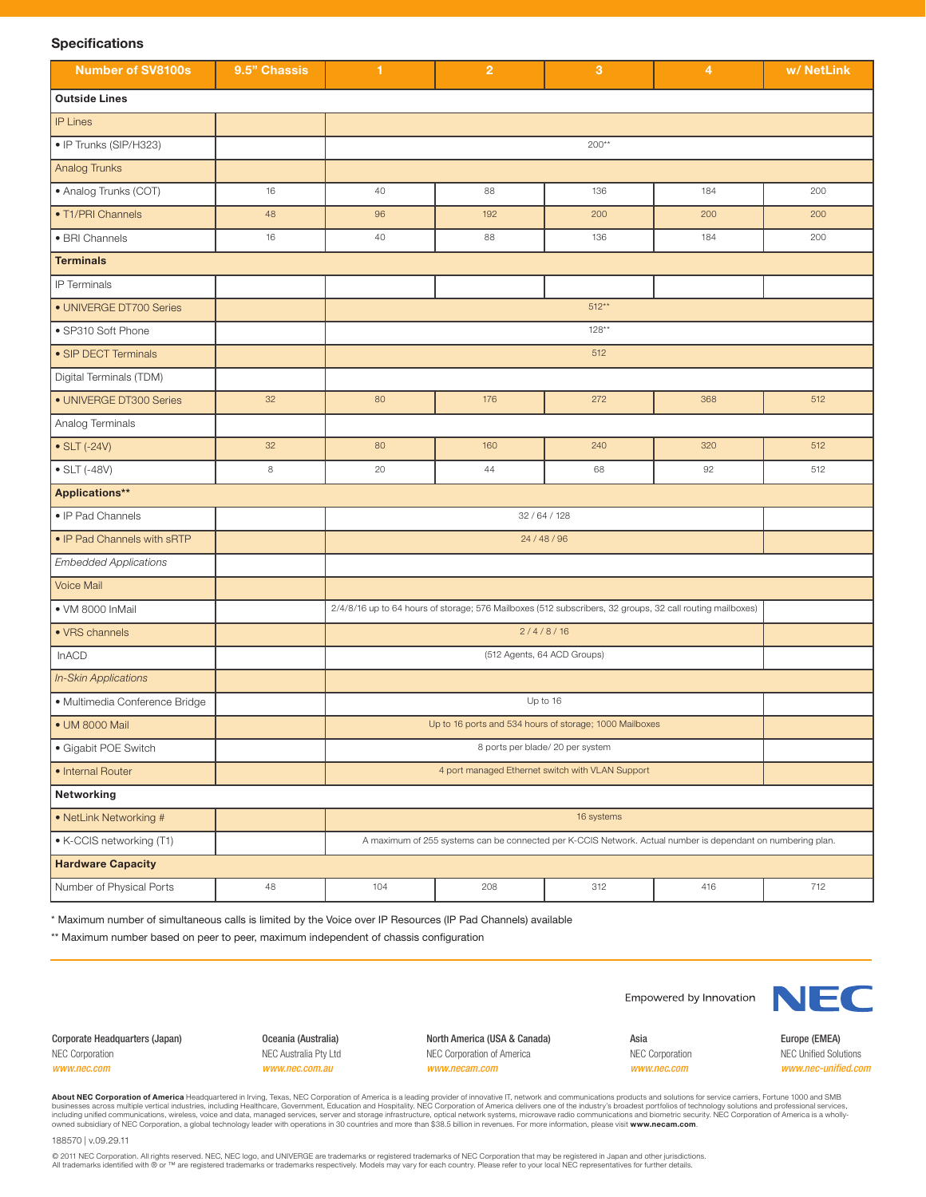## Specifications

| Number of SV8100s | 9.5" Chassis | 1 | 2 | 3 | 4 | w/ NetLink |
|---|---|---|---|---|---|---|
| **Outside Lines** | | | | | | |
| IP Lines | | | | | | |
| • IP Trunks (SIP/H323) | | 200** | | | | |
| Analog Trunks | | | | | | |
| • Analog Trunks (COT) | 16 | 40 | 88 | 136 | 184 | 200 |
| • T1/PRI Channels | 48 | 96 | 192 | 200 | 200 | 200 |
| • BRI Channels | 16 | 40 | 88 | 136 | 184 | 200 |
| **Terminals** | | | | | | |
| IP Terminals | | | | | | |
| • UNIVERGE DT700 Series | | 512** | | | | |
| • SP310 Soft Phone | | 128** | | | | |
| • SIP DECT Terminals | | 512 | | | | |
| Digital Terminals (TDM) | | | | | | |
| • UNIVERGE DT300 Series | 32 | 80 | 176 | 272 | 368 | 512 |
| Analog Terminals | | | | | | |
| • SLT (-24V) | 32 | 80 | 160 | 240 | 320 | 512 |
| • SLT (-48V) | 8 | 20 | 44 | 68 | 92 | 512 |
| **Applications**** | | | | | | |
| • IP Pad Channels | | 32 / 64 / 128 | | | | |
| • IP Pad Channels with sRTP | | 24 / 48 / 96 | | | | |
| *Embedded Applications* | | | | | | |
| Voice Mail | | | | | | |
| • VM 8000 InMail | | 2/4/8/16 up to 64 hours of storage; 576 Mailboxes (512 subscribers, 32 groups, 32 call routing mailboxes) | | | | |
| • VRS channels | | 2 / 4 / 8 / 16 | | | | |
| InACD | | (512 Agents, 64 ACD Groups) | | | | |
| *In-Skin Applications* | | | | | | |
| • Multimedia Conference Bridge | | Up to 16 | | | | |
| • UM 8000 Mail | | Up to 16 ports and 534 hours of storage; 1000 Mailboxes | | | | |
| • Gigabit POE Switch | | 8 ports per blade/ 20 per system | | | | |
| • Internal Router | | 4 port managed Ethernet switch with VLAN Support | | | | |
| **Networking** | | | | | | |
| • NetLink Networking # | | 16 systems | | | | |
| • K-CCIS networking (T1) | | A maximum of 255 systems can be connected per K-CCIS Network. Actual number is dependant on numbering plan. | | | | |
| **Hardware Capacity** | | | | | | |
| Number of Physical Ports | 48 | 104 | 208 | 312 | 416 | 712 |

* Maximum number of simultaneous calls is limited by the Voice over IP Resources (IP Pad Channels) available

** Maximum number based on peer to peer, maximum independent of chassis configuration

Empowered by Innovation

NEC

**Corporate Headquarters (Japan)**
NEC Corporation
*www.nec.com*

**Oceania (Australia)**
NEC Australia Pty Ltd
*www.nec.com.au*

**North America (USA & Canada)**
NEC Corporation of America
*www.necam.com*

**Asia**
NEC Corporation
*www.nec.com*

**Europe (EMEA)**
NEC Unified Solutions
*www.nec-unified.com*

**About NEC Corporation of America** Headquartered in Irving, Texas, NEC Corporation of America is a leading provider of innovative IT, network and communications products and solutions for service carriers, Fortune 1000 and SMB businesses across multiple vertical industries, including Healthcare, Government, Education and Hospitality. NEC Corporation of America delivers one of the industry's broadest portfolios of technology solutions and professional services, including unified communications, wireless, voice and data, managed services, server and storage infrastructure, optical network systems, microwave radio communications and biometric security. NEC Corporation of America is a wholly-owned subsidiary of NEC Corporation, a global technology leader with operations in 30 countries and more than $38.5 billion in revenues. For more information, please visit **www.necam.com**.

188570 | v.09.29.11

© 2011 NEC Corporation. All rights reserved. NEC, NEC logo, and UNIVERGE are trademarks or registered trademarks of NEC Corporation that may be registered in Japan and other jurisdictions. All trademarks identified with ® or ™ are registered trademarks or trademarks respectively. Models may vary for each country. Please refer to your local NEC representatives for further details.